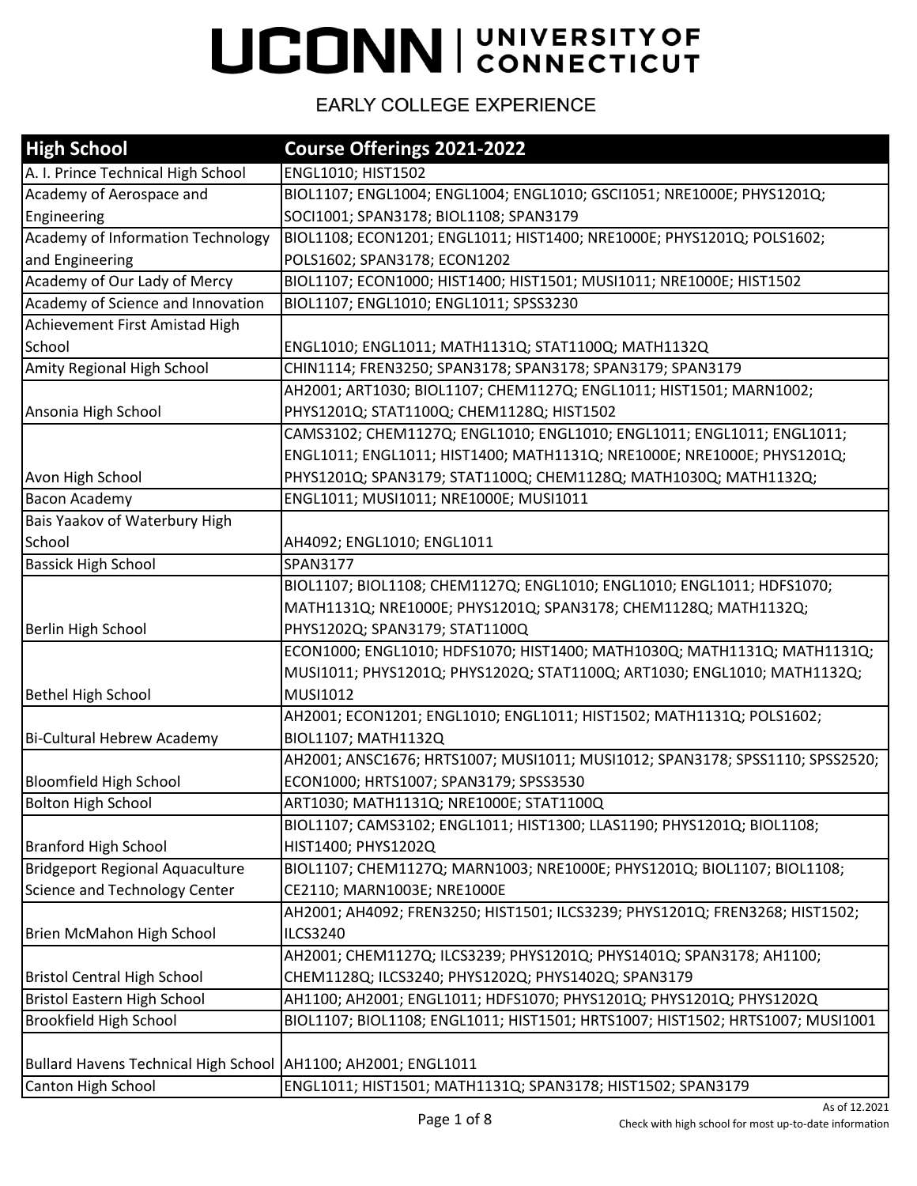# UCONN | UNIVERSITY OF CONNECTICUT

EARLY COLLEGE EXPERIENCE

| High School | Course Offerings 2021-2022 |
|---|---|
| A. I. Prince Technical High School | ENGL1010; HIST1502 |
| Academy of Aerospace and Engineering | BIOL1107; ENGL1004; ENGL1004; ENGL1010; GSCI1051; NRE1000E; PHYS1201Q; SOCI1001; SPAN3178; BIOL1108; SPAN3179 |
| Academy of Information Technology and Engineering | BIOL1108; ECON1201; ENGL1011; HIST1400; NRE1000E; PHYS1201Q; POLS1602; POLS1602; SPAN3178; ECON1202 |
| Academy of Our Lady of Mercy | BIOL1107; ECON1000; HIST1400; HIST1501; MUSI1011; NRE1000E; HIST1502 |
| Academy of Science and Innovation | BIOL1107; ENGL1010; ENGL1011; SPSS3230 |
| Achievement First Amistad High School | ENGL1010; ENGL1011; MATH1131Q; STAT1100Q; MATH1132Q |
| Amity Regional High School | CHIN1114; FREN3250; SPAN3178; SPAN3178; SPAN3179; SPAN3179 |
| Ansonia High School | AH2001; ART1030; BIOL1107; CHEM1127Q; ENGL1011; HIST1501; MARN1002; PHYS1201Q; STAT1100Q; CHEM1128Q; HIST1502 |
| Avon High School | CAMS3102; CHEM1127Q; ENGL1010; ENGL1010; ENGL1011; ENGL1011; ENGL1011; ENGL1011; ENGL1011; HIST1400; MATH1131Q; NRE1000E; NRE1000E; PHYS1201Q; PHYS1201Q; SPAN3179; STAT1100Q; CHEM1128Q; MATH1030Q; MATH1132Q; |
| Bacon Academy | ENGL1011; MUSI1011; NRE1000E; MUSI1011 |
| Bais Yaakov of Waterbury High School | AH4092; ENGL1010; ENGL1011 |
| Bassick High School | SPAN3177 |
| Berlin High School | BIOL1107; BIOL1108; CHEM1127Q; ENGL1010; ENGL1010; ENGL1011; HDFS1070; MATH1131Q; NRE1000E; PHYS1201Q; SPAN3178; CHEM1128Q; MATH1132Q; PHYS1202Q; SPAN3179; STAT1100Q |
| Bethel High School | ECON1000; ENGL1010; HDFS1070; HIST1400; MATH1030Q; MATH1131Q; MATH1131Q; MUSI1011; PHYS1201Q; PHYS1202Q; STAT1100Q; ART1030; ENGL1010; MATH1132Q; MUSI1012 |
| Bi-Cultural Hebrew Academy | AH2001; ECON1201; ENGL1010; ENGL1011; HIST1502; MATH1131Q; POLS1602; BIOL1107; MATH1132Q |
| Bloomfield High School | AH2001; ANSC1676; HRTS1007; MUSI1011; MUSI1012; SPAN3178; SPSS1110; SPSS2520; ECON1000; HRTS1007; SPAN3179; SPSS3530 |
| Bolton High School | ART1030; MATH1131Q; NRE1000E; STAT1100Q |
| Branford High School | BIOL1107; CAMS3102; ENGL1011; HIST1300; LLAS1190; PHYS1201Q; BIOL1108; HIST1400; PHYS1202Q |
| Bridgeport Regional Aquaculture Science and Technology Center | BIOL1107; CHEM1127Q; MARN1003; NRE1000E; PHYS1201Q; BIOL1107; BIOL1108; CE2110; MARN1003E; NRE1000E |
| Brien McMahon High School | AH2001; AH4092; FREN3250; HIST1501; ILCS3239; PHYS1201Q; FREN3268; HIST1502; ILCS3240 |
| Bristol Central High School | AH2001; CHEM1127Q; ILCS3239; PHYS1201Q; PHYS1401Q; SPAN3178; AH1100; CHEM1128Q; ILCS3240; PHYS1202Q; PHYS1402Q; SPAN3179 |
| Bristol Eastern High School | AH1100; AH2001; ENGL1011; HDFS1070; PHYS1201Q; PHYS1201Q; PHYS1202Q |
| Brookfield High School | BIOL1107; BIOL1108; ENGL1011; HIST1501; HRTS1007; HIST1502; HRTS1007; MUSI1001 |
| Bullard Havens Technical High School | AH1100; AH2001; ENGL1011 |
| Canton High School | ENGL1011; HIST1501; MATH1131Q; SPAN3178; HIST1502; SPAN3179 |

As of 12.2021
Check with high school for most up-to-date information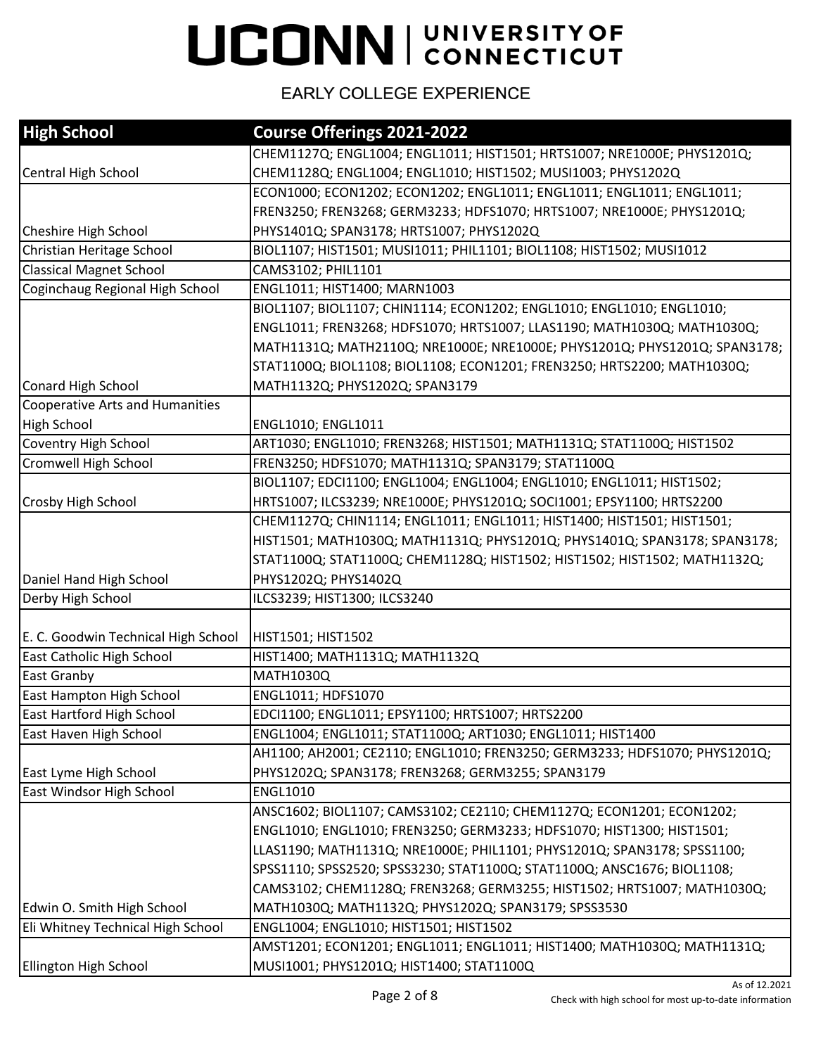# UCONN | UNIVERSITY OF CONNECTICUT

EARLY COLLEGE EXPERIENCE

| High School | Course Offerings 2021-2022 |
|---|---|
| Central High School | CHEM1127Q; ENGL1004; ENGL1011; HIST1501; HRTS1007; NRE1000E; PHYS1201Q; CHEM1128Q; ENGL1004; ENGL1010; HIST1502; MUSI1003; PHYS1202Q |
| Cheshire High School | ECON1000; ECON1202; ECON1202; ENGL1011; ENGL1011; ENGL1011; ENGL1011; FREN3250; FREN3268; GERM3233; HDFS1070; HRTS1007; NRE1000E; PHYS1201Q; PHYS1401Q; SPAN3178; HRTS1007; PHYS1202Q |
| Christian Heritage School | BIOL1107; HIST1501; MUSI1011; PHIL1101; BIOL1108; HIST1502; MUSI1012 |
| Classical Magnet School | CAMS3102; PHIL1101 |
| Coginchaug Regional High School | ENGL1011; HIST1400; MARN1003 |
| Conard High School | BIOL1107; BIOL1107; CHIN1114; ECON1202; ENGL1010; ENGL1010; ENGL1010; ENGL1011; FREN3268; HDFS1070; HRTS1007; LLAS1190; MATH1030Q; MATH1030Q; MATH1131Q; MATH2110Q; NRE1000E; NRE1000E; PHYS1201Q; PHYS1201Q; SPAN3178; STAT1100Q; BIOL1108; BIOL1108; ECON1201; FREN3250; HRTS2200; MATH1030Q; MATH1132Q; PHYS1202Q; SPAN3179 |
| Cooperative Arts and Humanities High School | ENGL1010; ENGL1011 |
| Coventry High School | ART1030; ENGL1010; FREN3268; HIST1501; MATH1131Q; STAT1100Q; HIST1502 |
| Cromwell High School | FREN3250; HDFS1070; MATH1131Q; SPAN3179; STAT1100Q |
| Crosby High School | BIOL1107; EDCI1100; ENGL1004; ENGL1004; ENGL1010; ENGL1011; HIST1502; HRTS1007; ILCS3239; NRE1000E; PHYS1201Q; SOCI1001; EPSY1100; HRTS2200 |
| Daniel Hand High School | CHEM1127Q; CHIN1114; ENGL1011; ENGL1011; HIST1400; HIST1501; HIST1501; HIST1501; MATH1030Q; MATH1131Q; PHYS1201Q; PHYS1401Q; SPAN3178; SPAN3178; STAT1100Q; STAT1100Q; CHEM1128Q; HIST1502; HIST1502; HIST1502; MATH1132Q; PHYS1202Q; PHYS1402Q |
| Derby High School | ILCS3239; HIST1300; ILCS3240 |
| E. C. Goodwin Technical High School | HIST1501; HIST1502 |
| East Catholic High School | HIST1400; MATH1131Q; MATH1132Q |
| East Granby | MATH1030Q |
| East Hampton High School | ENGL1011; HDFS1070 |
| East Hartford High School | EDCI1100; ENGL1011; EPSY1100; HRTS1007; HRTS2200 |
| East Haven High School | ENGL1004; ENGL1011; STAT1100Q; ART1030; ENGL1011; HIST1400 |
| East Lyme High School | AH1100; AH2001; CE2110; ENGL1010; FREN3250; GERM3233; HDFS1070; PHYS1201Q; PHYS1202Q; SPAN3178; FREN3268; GERM3255; SPAN3179 |
| East Windsor High School | ENGL1010 |
| Edwin O. Smith High School | ANSC1602; BIOL1107; CAMS3102; CE2110; CHEM1127Q; ECON1201; ECON1202; ENGL1010; ENGL1010; FREN3250; GERM3233; HDFS1070; HIST1300; HIST1501; LLAS1190; MATH1131Q; NRE1000E; PHIL1101; PHYS1201Q; SPAN3178; SPSS1100; SPSS1110; SPSS2520; SPSS3230; STAT1100Q; STAT1100Q; ANSC1676; BIOL1108; CAMS3102; CHEM1128Q; FREN3268; GERM3255; HIST1502; HRTS1007; MATH1030Q; MATH1030Q; MATH1132Q; PHYS1202Q; SPAN3179; SPSS3530 |
| Eli Whitney Technical High School | ENGL1004; ENGL1010; HIST1501; HIST1502 |
| Ellington High School | AMST1201; ECON1201; ENGL1011; ENGL1011; HIST1400; MATH1030Q; MATH1131Q; MUSI1001; PHYS1201Q; HIST1400; STAT1100Q |

As of 12.2021
Check with high school for most up-to-date information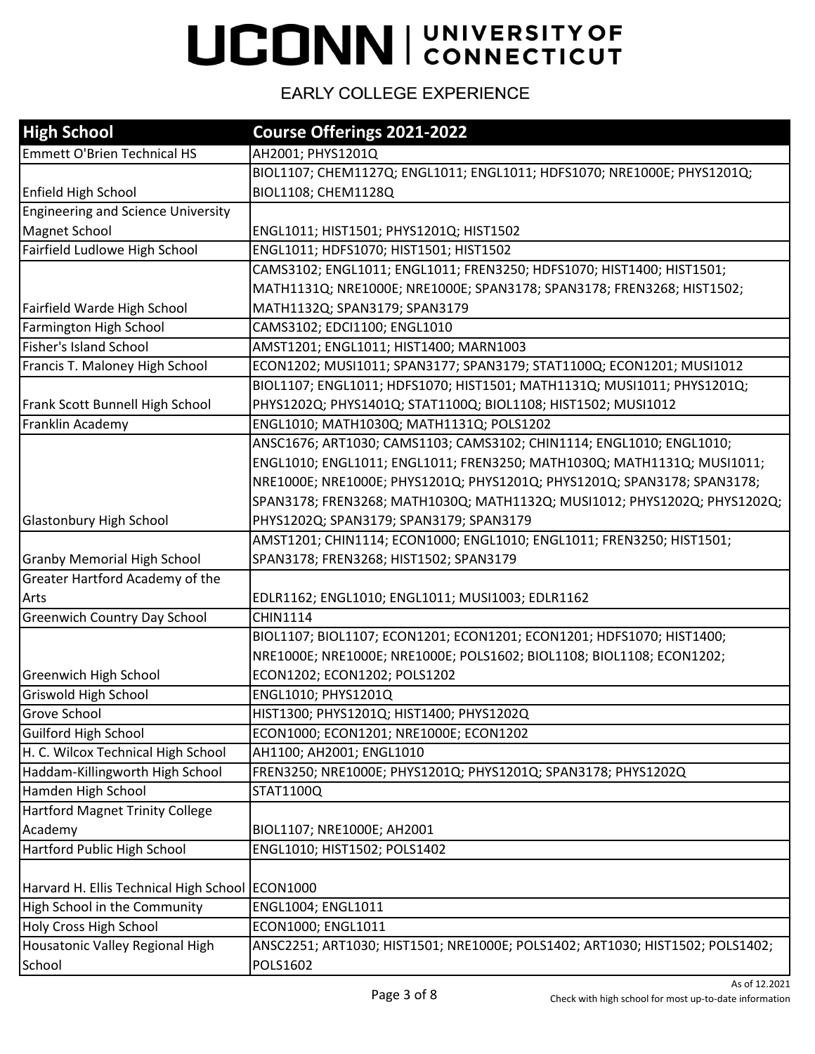# UCONN | UNIVERSITY OF CONNECTICUT

EARLY COLLEGE EXPERIENCE

| High School | Course Offerings 2021-2022 |
| --- | --- |
| Emmett O'Brien Technical HS | AH2001; PHYS1201Q |
| Enfield High School | BIOL1107; CHEM1127Q; ENGL1011; ENGL1011; HDFS1070; NRE1000E; PHYS1201Q; BIOL1108; CHEM1128Q |
| Engineering and Science University Magnet School | ENGL1011; HIST1501; PHYS1201Q; HIST1502 |
| Fairfield Ludlowe High School | ENGL1011; HDFS1070; HIST1501; HIST1502 |
| Fairfield Warde High School | CAMS3102; ENGL1011; ENGL1011; FREN3250; HDFS1070; HIST1400; HIST1501; MATH1131Q; NRE1000E; NRE1000E; SPAN3178; SPAN3178; FREN3268; HIST1502; MATH1132Q; SPAN3179; SPAN3179 |
| Farmington High School | CAMS3102; EDCI1100; ENGL1010 |
| Fisher's Island School | AMST1201; ENGL1011; HIST1400; MARN1003 |
| Francis T. Maloney High School | ECON1202; MUSI1011; SPAN3177; SPAN3179; STAT1100Q; ECON1201; MUSI1012 |
| Frank Scott Bunnell High School | BIOL1107; ENGL1011; HDFS1070; HIST1501; MATH1131Q; MUSI1011; PHYS1201Q; PHYS1202Q; PHYS1401Q; STAT1100Q; BIOL1108; HIST1502; MUSI1012 |
| Franklin Academy | ENGL1010; MATH1030Q; MATH1131Q; POLS1202 |
| Glastonbury High School | ANSC1676; ART1030; CAMS1103; CAMS3102; CHIN1114; ENGL1010; ENGL1010; ENGL1010; ENGL1011; ENGL1011; FREN3250; MATH1030Q; MATH1131Q; MUSI1011; NRE1000E; NRE1000E; PHYS1201Q; PHYS1201Q; PHYS1201Q; SPAN3178; SPAN3178; SPAN3178; FREN3268; MATH1030Q; MATH1132Q; MUSI1012; PHYS1202Q; PHYS1202Q; PHYS1202Q; SPAN3179; SPAN3179; SPAN3179 |
| Granby Memorial High School | AMST1201; CHIN1114; ECON1000; ENGL1010; ENGL1011; FREN3250; HIST1501; SPAN3178; FREN3268; HIST1502; SPAN3179 |
| Greater Hartford Academy of the Arts | EDLR1162; ENGL1010; ENGL1011; MUSI1003; EDLR1162 |
| Greenwich Country Day School | CHIN1114 |
| Greenwich High School | BIOL1107; BIOL1107; ECON1201; ECON1201; ECON1201; HDFS1070; HIST1400; NRE1000E; NRE1000E; NRE1000E; POLS1602; BIOL1108; BIOL1108; ECON1202; ECON1202; ECON1202; POLS1202 |
| Griswold High School | ENGL1010; PHYS1201Q |
| Grove School | HIST1300; PHYS1201Q; HIST1400; PHYS1202Q |
| Guilford High School | ECON1000; ECON1201; NRE1000E; ECON1202 |
| H. C. Wilcox Technical High School | AH1100; AH2001; ENGL1010 |
| Haddam-Killingworth High School | FREN3250; NRE1000E; PHYS1201Q; PHYS1201Q; SPAN3178; PHYS1202Q |
| Hamden High School | STAT1100Q |
| Hartford Magnet Trinity College Academy | BIOL1107; NRE1000E; AH2001 |
| Hartford Public High School | ENGL1010; HIST1502; POLS1402 |
| Harvard H. Ellis Technical High School | ECON1000 |
| High School in the Community | ENGL1004; ENGL1011 |
| Holy Cross High School | ECON1000; ENGL1011 |
| Housatonic Valley Regional High School | ANSC2251; ART1030; HIST1501; NRE1000E; POLS1402; ART1030; HIST1502; POLS1402; POLS1602 |

As of 12.2021
Check with high school for most up-to-date information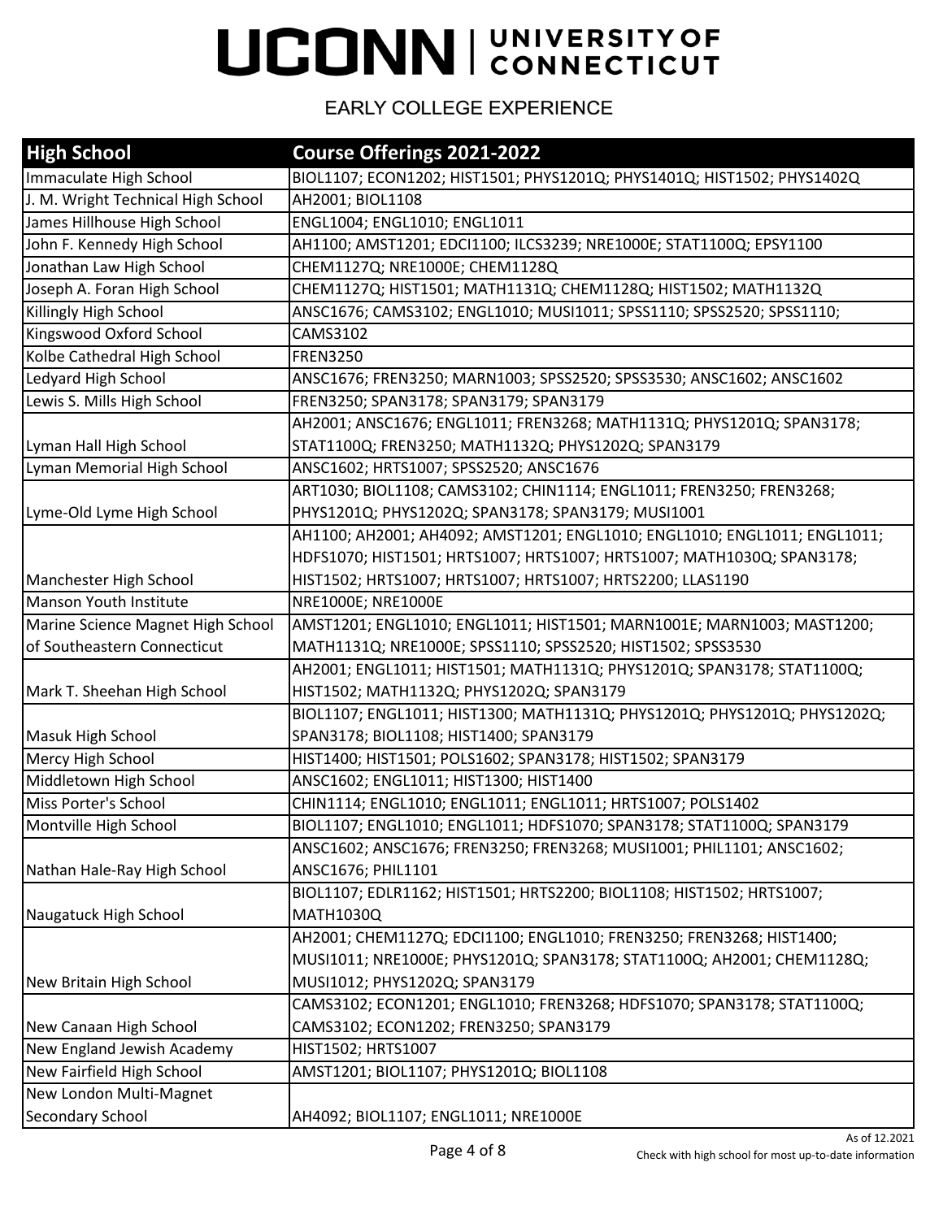# UCONN | UNIVERSITY OF CONNECTICUT

EARLY COLLEGE EXPERIENCE

| High School | Course Offerings 2021-2022 |
| --- | --- |
| Immaculate High School | BIOL1107; ECON1202; HIST1501; PHYS1201Q; PHYS1401Q; HIST1502; PHYS1402Q |
| J. M. Wright Technical High School | AH2001; BIOL1108 |
| James Hillhouse High School | ENGL1004; ENGL1010; ENGL1011 |
| John F. Kennedy High School | AH1100; AMST1201; EDCI1100; ILCS3239; NRE1000E; STAT1100Q; EPSY1100 |
| Jonathan Law High School | CHEM1127Q; NRE1000E; CHEM1128Q |
| Joseph A. Foran High School | CHEM1127Q; HIST1501; MATH1131Q; CHEM1128Q; HIST1502; MATH1132Q |
| Killingly High School | ANSC1676; CAMS3102; ENGL1010; MUSI1011; SPSS1110; SPSS2520; SPSS1110; |
| Kingswood Oxford School | CAMS3102 |
| Kolbe Cathedral High School | FREN3250 |
| Ledyard High School | ANSC1676; FREN3250; MARN1003; SPSS2520; SPSS3530; ANSC1602; ANSC1602 |
| Lewis S. Mills High School | FREN3250; SPAN3178; SPAN3179; SPAN3179 |
| Lyman Hall High School | AH2001; ANSC1676; ENGL1011; FREN3268; MATH1131Q; PHYS1201Q; SPAN3178; STAT1100Q; FREN3250; MATH1132Q; PHYS1202Q; SPAN3179 |
| Lyman Memorial High School | ANSC1602; HRTS1007; SPSS2520; ANSC1676 |
| Lyme-Old Lyme High School | ART1030; BIOL1108; CAMS3102; CHIN1114; ENGL1011; FREN3250; FREN3268; PHYS1201Q; PHYS1202Q; SPAN3178; SPAN3179; MUSI1001 |
| Manchester High School | AH1100; AH2001; AH4092; AMST1201; ENGL1010; ENGL1010; ENGL1011; ENGL1011; HDFS1070; HIST1501; HRTS1007; HRTS1007; HRTS1007; MATH1030Q; SPAN3178; HIST1502; HRTS1007; HRTS1007; HRTS1007; HRTS2200; LLAS1190 |
| Manson Youth Institute | NRE1000E; NRE1000E |
| Marine Science Magnet High School of Southeastern Connecticut | AMST1201; ENGL1010; ENGL1011; HIST1501; MARN1001E; MARN1003; MAST1200; MATH1131Q; NRE1000E; SPSS1110; SPSS2520; HIST1502; SPSS3530 |
| Mark T. Sheehan High School | AH2001; ENGL1011; HIST1501; MATH1131Q; PHYS1201Q; SPAN3178; STAT1100Q; HIST1502; MATH1132Q; PHYS1202Q; SPAN3179 |
| Masuk High School | BIOL1107; ENGL1011; HIST1300; MATH1131Q; PHYS1201Q; PHYS1201Q; PHYS1202Q; SPAN3178; BIOL1108; HIST1400; SPAN3179 |
| Mercy High School | HIST1400; HIST1501; POLS1602; SPAN3178; HIST1502; SPAN3179 |
| Middletown High School | ANSC1602; ENGL1011; HIST1300; HIST1400 |
| Miss Porter's School | CHIN1114; ENGL1010; ENGL1011; ENGL1011; HRTS1007; POLS1402 |
| Montville High School | BIOL1107; ENGL1010; ENGL1011; HDFS1070; SPAN3178; STAT1100Q; SPAN3179 |
| Nathan Hale-Ray High School | ANSC1602; ANSC1676; FREN3250; FREN3268; MUSI1001; PHIL1101; ANSC1602; ANSC1676; PHIL1101 |
| Naugatuck High School | BIOL1107; EDLR1162; HIST1501; HRTS2200; BIOL1108; HIST1502; HRTS1007; MATH1030Q |
| New Britain High School | AH2001; CHEM1127Q; EDCI1100; ENGL1010; FREN3250; FREN3268; HIST1400; MUSI1011; NRE1000E; PHYS1201Q; SPAN3178; STAT1100Q; AH2001; CHEM1128Q; MUSI1012; PHYS1202Q; SPAN3179 |
| New Canaan High School | CAMS3102; ECON1201; ENGL1010; FREN3268; HDFS1070; SPAN3178; STAT1100Q; CAMS3102; ECON1202; FREN3250; SPAN3179 |
| New England Jewish Academy | HIST1502; HRTS1007 |
| New Fairfield High School | AMST1201; BIOL1107; PHYS1201Q; BIOL1108 |
| New London Multi-Magnet Secondary School | AH4092; BIOL1107; ENGL1011; NRE1000E |

As of 12.2021
Check with high school for most up-to-date information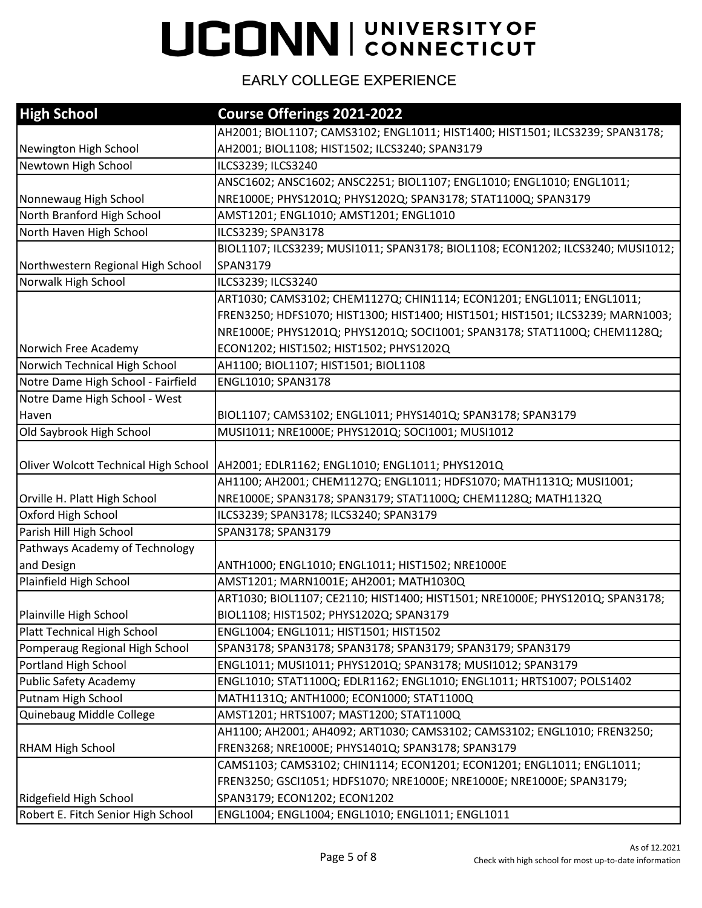# UCONN | UNIVERSITY OF CONNECTICUT

EARLY COLLEGE EXPERIENCE

| High School | Course Offerings 2021-2022 |
|---|---|
| Newington High School | AH2001; BIOL1107; CAMS3102; ENGL1011; HIST1400; HIST1501; ILCS3239; SPAN3178; AH2001; BIOL1108; HIST1502; ILCS3240; SPAN3179 |
| Newtown High School | ILCS3239; ILCS3240 |
| Nonnewaug High School | ANSC1602; ANSC1602; ANSC2251; BIOL1107; ENGL1010; ENGL1010; ENGL1011; NRE1000E; PHYS1201Q; PHYS1202Q; SPAN3178; STAT1100Q; SPAN3179 |
| North Branford High School | AMST1201; ENGL1010; AMST1201; ENGL1010 |
| North Haven High School | ILCS3239; SPAN3178 |
| Northwestern Regional High School | BIOL1107; ILCS3239; MUSI1011; SPAN3178; BIOL1108; ECON1202; ILCS3240; MUSI1012; SPAN3179 |
| Norwalk High School | ILCS3239; ILCS3240 |
| Norwich Free Academy | ART1030; CAMS3102; CHEM1127Q; CHIN1114; ECON1201; ENGL1011; ENGL1011; FREN3250; HDFS1070; HIST1300; HIST1400; HIST1501; HIST1501; ILCS3239; MARN1003; NRE1000E; PHYS1201Q; PHYS1201Q; SOCI1001; SPAN3178; STAT1100Q; CHEM1128Q; ECON1202; HIST1502; HIST1502; PHYS1202Q |
| Norwich Technical High School | AH1100; BIOL1107; HIST1501; BIOL1108 |
| Notre Dame High School - Fairfield | ENGL1010; SPAN3178 |
| Notre Dame High School - West Haven | BIOL1107; CAMS3102; ENGL1011; PHYS1401Q; SPAN3178; SPAN3179 |
| Old Saybrook High School | MUSI1011; NRE1000E; PHYS1201Q; SOCI1001; MUSI1012 |
| Oliver Wolcott Technical High School | AH2001; EDLR1162; ENGL1010; ENGL1011; PHYS1201Q |
| Orville H. Platt High School | AH1100; AH2001; CHEM1127Q; ENGL1011; HDFS1070; MATH1131Q; MUSI1001; NRE1000E; SPAN3178; SPAN3179; STAT1100Q; CHEM1128Q; MATH1132Q |
| Oxford High School | ILCS3239; SPAN3178; ILCS3240; SPAN3179 |
| Parish Hill High School | SPAN3178; SPAN3179 |
| Pathways Academy of Technology and Design | ANTH1000; ENGL1010; ENGL1011; HIST1502; NRE1000E |
| Plainfield High School | AMST1201; MARN1001E; AH2001; MATH1030Q |
| Plainville High School | ART1030; BIOL1107; CE2110; HIST1400; HIST1501; NRE1000E; PHYS1201Q; SPAN3178; BIOL1108; HIST1502; PHYS1202Q; SPAN3179 |
| Platt Technical High School | ENGL1004; ENGL1011; HIST1501; HIST1502 |
| Pomperaug Regional High School | SPAN3178; SPAN3178; SPAN3178; SPAN3179; SPAN3179; SPAN3179 |
| Portland High School | ENGL1011; MUSI1011; PHYS1201Q; SPAN3178; MUSI1012; SPAN3179 |
| Public Safety Academy | ENGL1010; STAT1100Q; EDLR1162; ENGL1010; ENGL1011; HRTS1007; POLS1402 |
| Putnam High School | MATH1131Q; ANTH1000; ECON1000; STAT1100Q |
| Quinebaug Middle College | AMST1201; HRTS1007; MAST1200; STAT1100Q |
| RHAM High School | AH1100; AH2001; AH4092; ART1030; CAMS3102; CAMS3102; ENGL1010; FREN3250; FREN3268; NRE1000E; PHYS1401Q; SPAN3178; SPAN3179 |
| Ridgefield High School | CAMS1103; CAMS3102; CHIN1114; ECON1201; ECON1201; ENGL1011; ENGL1011; FREN3250; GSCI1051; HDFS1070; NRE1000E; NRE1000E; NRE1000E; SPAN3179; SPAN3179; ECON1202; ECON1202 |
| Robert E. Fitch Senior High School | ENGL1004; ENGL1004; ENGL1010; ENGL1011; ENGL1011 |

As of 12.2021
Check with high school for most up-to-date information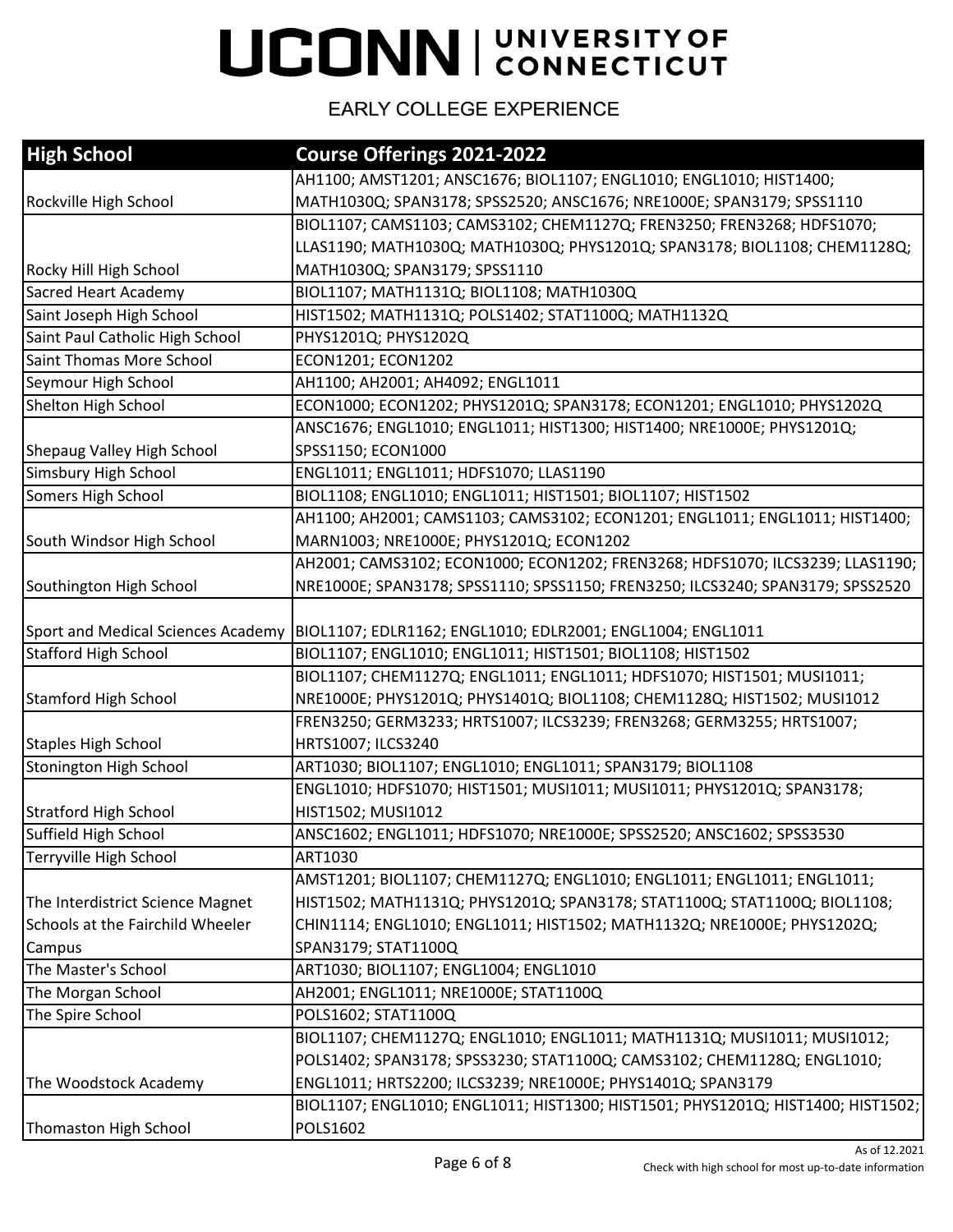# UCONN | UNIVERSITY OF CONNECTICUT

EARLY COLLEGE EXPERIENCE

| High School | Course Offerings 2021-2022 |
|---|---|
| Rockville High School | AH1100; AMST1201; ANSC1676; BIOL1107; ENGL1010; ENGL1010; HIST1400; MATH1030Q; SPAN3178; SPSS2520; ANSC1676; NRE1000E; SPAN3179; SPSS1110 |
| Rocky Hill High School | BIOL1107; CAMS1103; CAMS3102; CHEM1127Q; FREN3250; FREN3268; HDFS1070; LLAS1190; MATH1030Q; MATH1030Q; PHYS1201Q; SPAN3178; BIOL1108; CHEM1128Q; MATH1030Q; SPAN3179; SPSS1110 |
| Sacred Heart Academy | BIOL1107; MATH1131Q; BIOL1108; MATH1030Q |
| Saint Joseph High School | HIST1502; MATH1131Q; POLS1402; STAT1100Q; MATH1132Q |
| Saint Paul Catholic High School | PHYS1201Q; PHYS1202Q |
| Saint Thomas More School | ECON1201; ECON1202 |
| Seymour High School | AH1100; AH2001; AH4092; ENGL1011 |
| Shelton High School | ECON1000; ECON1202; PHYS1201Q; SPAN3178; ECON1201; ENGL1010; PHYS1202Q |
| Shepaug Valley High School | ANSC1676; ENGL1010; ENGL1011; HIST1300; HIST1400; NRE1000E; PHYS1201Q; SPSS1150; ECON1000 |
| Simsbury High School | ENGL1011; ENGL1011; HDFS1070; LLAS1190 |
| Somers High School | BIOL1108; ENGL1010; ENGL1011; HIST1501; BIOL1107; HIST1502 |
| South Windsor High School | AH1100; AH2001; CAMS1103; CAMS3102; ECON1201; ENGL1011; ENGL1011; HIST1400; MARN1003; NRE1000E; PHYS1201Q; ECON1202 |
| Southington High School | AH2001; CAMS3102; ECON1000; ECON1202; FREN3268; HDFS1070; ILCS3239; LLAS1190; NRE1000E; SPAN3178; SPSS1110; SPSS1150; FREN3250; ILCS3240; SPAN3179; SPSS2520 |
| Sport and Medical Sciences Academy | BIOL1107; EDLR1162; ENGL1010; EDLR2001; ENGL1004; ENGL1011 |
| Stafford High School | BIOL1107; ENGL1010; ENGL1011; HIST1501; BIOL1108; HIST1502 |
| Stamford High School | BIOL1107; CHEM1127Q; ENGL1011; ENGL1011; HDFS1070; HIST1501; MUSI1011; NRE1000E; PHYS1201Q; PHYS1401Q; BIOL1108; CHEM1128Q; HIST1502; MUSI1012 |
| Staples High School | FREN3250; GERM3233; HRTS1007; ILCS3239; FREN3268; GERM3255; HRTS1007; HRTS1007; ILCS3240 |
| Stonington High School | ART1030; BIOL1107; ENGL1010; ENGL1011; SPAN3179; BIOL1108 |
| Stratford High School | ENGL1010; HDFS1070; HIST1501; MUSI1011; MUSI1011; PHYS1201Q; SPAN3178; HIST1502; MUSI1012 |
| Suffield High School | ANSC1602; ENGL1011; HDFS1070; NRE1000E; SPSS2520; ANSC1602; SPSS3530 |
| Terryville High School | ART1030 |
| The Interdistrict Science Magnet Schools at the Fairchild Wheeler Campus | AMST1201; BIOL1107; CHEM1127Q; ENGL1010; ENGL1011; ENGL1011; ENGL1011; HIST1502; MATH1131Q; PHYS1201Q; SPAN3178; STAT1100Q; STAT1100Q; BIOL1108; CHIN1114; ENGL1010; ENGL1011; HIST1502; MATH1132Q; NRE1000E; PHYS1202Q; SPAN3179; STAT1100Q |
| The Master's School | ART1030; BIOL1107; ENGL1004; ENGL1010 |
| The Morgan School | AH2001; ENGL1011; NRE1000E; STAT1100Q |
| The Spire School | POLS1602; STAT1100Q |
| The Woodstock Academy | BIOL1107; CHEM1127Q; ENGL1010; ENGL1011; MATH1131Q; MUSI1011; MUSI1012; POLS1402; SPAN3178; SPSS3230; STAT1100Q; CAMS3102; CHEM1128Q; ENGL1010; ENGL1011; HRTS2200; ILCS3239; NRE1000E; PHYS1401Q; SPAN3179 |
| Thomaston High School | BIOL1107; ENGL1010; ENGL1011; HIST1300; HIST1501; PHYS1201Q; HIST1400; HIST1502; POLS1602 |

As of 12.2021
Check with high school for most up-to-date information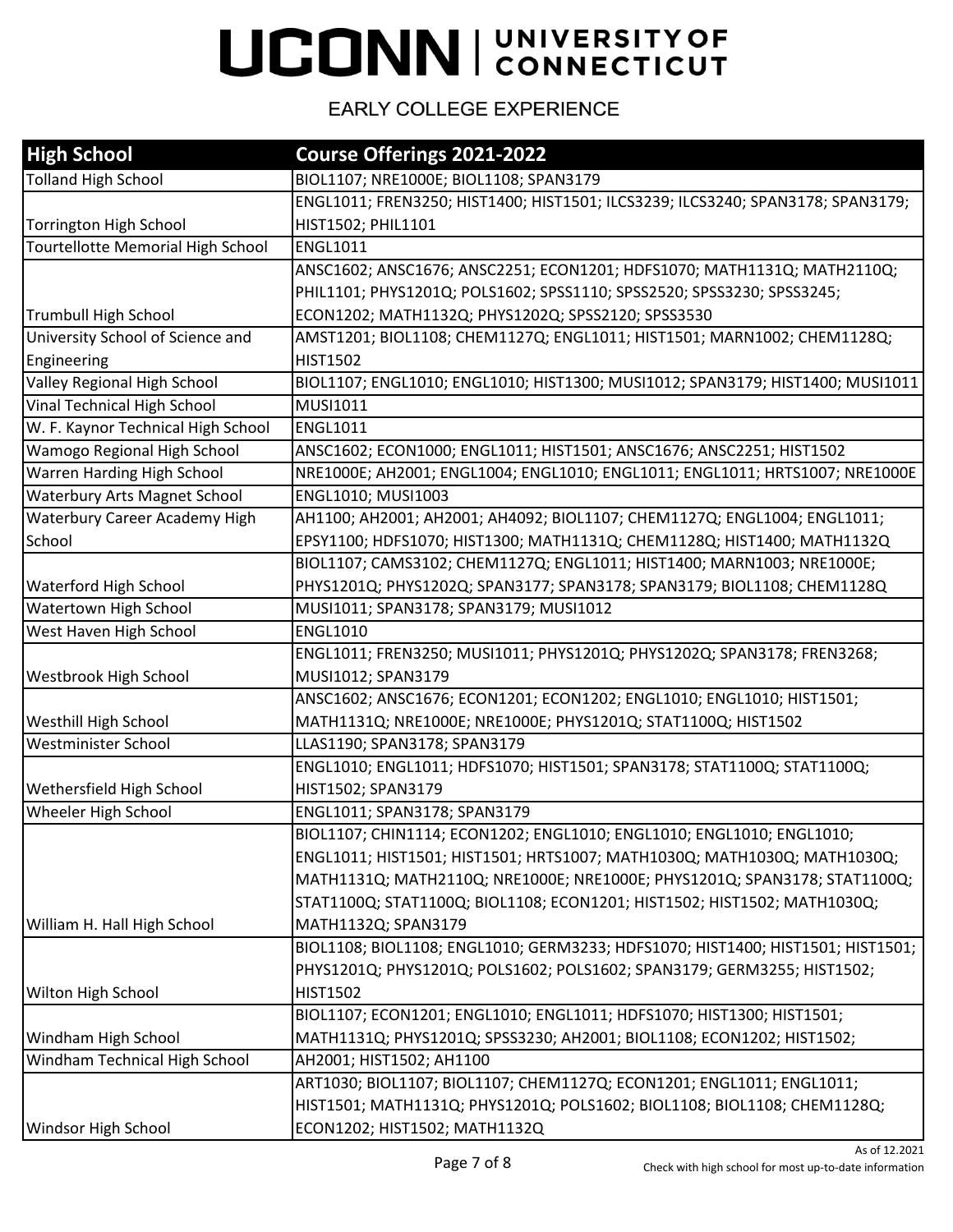# UCONN | UNIVERSITY OF CONNECTICUT

EARLY COLLEGE EXPERIENCE

| High School | Course Offerings 2021-2022 |
| --- | --- |
| Tolland High School | BIOL1107; NRE1000E; BIOL1108; SPAN3179 |
| Torrington High School | ENGL1011; FREN3250; HIST1400; HIST1501; ILCS3239; ILCS3240; SPAN3178; SPAN3179; HIST1502; PHIL1101 |
| Tourtellotte Memorial High School | ENGL1011 |
| Trumbull High School | ANSC1602; ANSC1676; ANSC2251; ECON1201; HDFS1070; MATH1131Q; MATH2110Q; PHIL1101; PHYS1201Q; POLS1602; SPSS1110; SPSS2520; SPSS3230; SPSS3245; ECON1202; MATH1132Q; PHYS1202Q; SPSS2120; SPSS3530 |
| University School of Science and Engineering | AMST1201; BIOL1108; CHEM1127Q; ENGL1011; HIST1501; MARN1002; CHEM1128Q; HIST1502 |
| Valley Regional High School | BIOL1107; ENGL1010; ENGL1010; HIST1300; MUSI1012; SPAN3179; HIST1400; MUSI1011 |
| Vinal Technical High School | MUSI1011 |
| W. F. Kaynor Technical High School | ENGL1011 |
| Wamogo Regional High School | ANSC1602; ECON1000; ENGL1011; HIST1501; ANSC1676; ANSC2251; HIST1502 |
| Warren Harding High School | NRE1000E; AH2001; ENGL1004; ENGL1010; ENGL1011; ENGL1011; HRTS1007; NRE1000E |
| Waterbury Arts Magnet School | ENGL1010; MUSI1003 |
| Waterbury Career Academy High School | AH1100; AH2001; AH2001; AH4092; BIOL1107; CHEM1127Q; ENGL1004; ENGL1011; EPSY1100; HDFS1070; HIST1300; MATH1131Q; CHEM1128Q; HIST1400; MATH1132Q |
| Waterford High School | BIOL1107; CAMS3102; CHEM1127Q; ENGL1011; HIST1400; MARN1003; NRE1000E; PHYS1201Q; PHYS1202Q; SPAN3177; SPAN3178; SPAN3179; BIOL1108; CHEM1128Q |
| Watertown High School | MUSI1011; SPAN3178; SPAN3179; MUSI1012 |
| West Haven High School | ENGL1010 |
| Westbrook High School | ENGL1011; FREN3250; MUSI1011; PHYS1201Q; PHYS1202Q; SPAN3178; FREN3268; MUSI1012; SPAN3179 |
| Westhill High School | ANSC1602; ANSC1676; ECON1201; ECON1202; ENGL1010; ENGL1010; HIST1501; MATH1131Q; NRE1000E; NRE1000E; PHYS1201Q; STAT1100Q; HIST1502 |
| Westminister School | LLAS1190; SPAN3178; SPAN3179 |
| Wethersfield High School | ENGL1010; ENGL1011; HDFS1070; HIST1501; SPAN3178; STAT1100Q; STAT1100Q; HIST1502; SPAN3179 |
| Wheeler High School | ENGL1011; SPAN3178; SPAN3179 |
| William H. Hall High School | BIOL1107; CHIN1114; ECON1202; ENGL1010; ENGL1010; ENGL1010; ENGL1011; HIST1501; HIST1501; HRTS1007; MATH1030Q; MATH1030Q; MATH1030Q; MATH1131Q; MATH2110Q; NRE1000E; NRE1000E; PHYS1201Q; SPAN3178; STAT1100Q; STAT1100Q; STAT1100Q; BIOL1108; ECON1201; HIST1502; HIST1502; MATH1030Q; MATH1132Q; SPAN3179 |
| Wilton High School | BIOL1108; BIOL1108; ENGL1010; GERM3233; HDFS1070; HIST1400; HIST1501; HIST1501; PHYS1201Q; PHYS1201Q; POLS1602; POLS1602; SPAN3179; GERM3255; HIST1502; HIST1502 |
| Windham High School | BIOL1107; ECON1201; ENGL1010; ENGL1011; HDFS1070; HIST1300; HIST1501; MATH1131Q; PHYS1201Q; SPSS3230; AH2001; BIOL1108; ECON1202; HIST1502; |
| Windham Technical High School | AH2001; HIST1502; AH1100 |
| Windsor High School | ART1030; BIOL1107; BIOL1107; CHEM1127Q; ECON1201; ENGL1011; ENGL1011; HIST1501; MATH1131Q; PHYS1201Q; POLS1602; BIOL1108; BIOL1108; CHEM1128Q; ECON1202; HIST1502; MATH1132Q |

As of 12.2021

Check with high school for most up-to-date information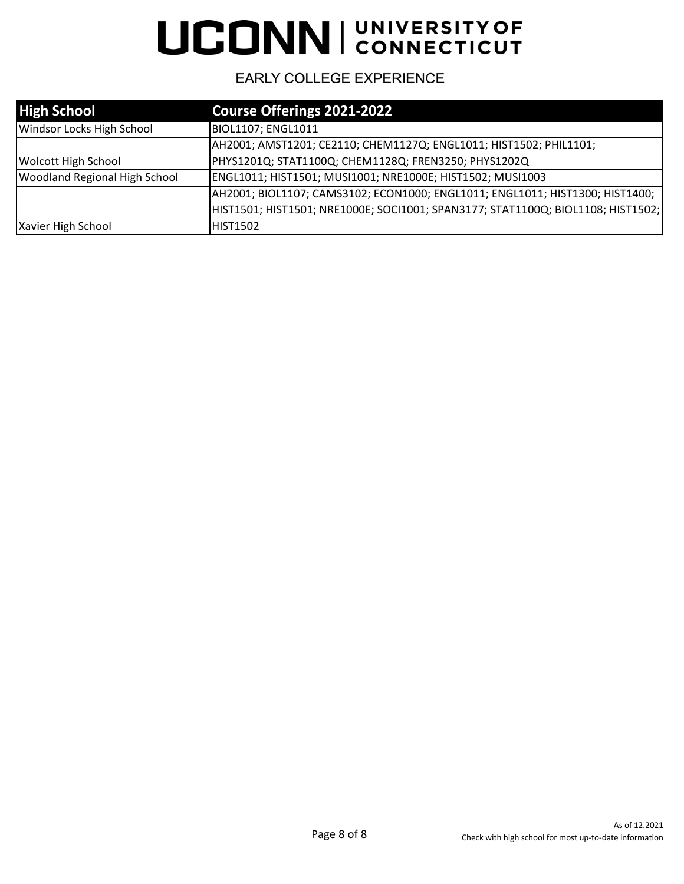# UCONN | UNIVERSITY OF CONNECTICUT

EARLY COLLEGE EXPERIENCE

| High School | Course Offerings 2021-2022 |
|---|---|
| Windsor Locks High School | BIOL1107; ENGL1011 |
| Wolcott High School | AH2001; AMST1201; CE2110; CHEM1127Q; ENGL1011; HIST1502; PHIL1101; PHYS1201Q; STAT1100Q; CHEM1128Q; FREN3250; PHYS1202Q |
| Woodland Regional High School | ENGL1011; HIST1501; MUSI1001; NRE1000E; HIST1502; MUSI1003 |
| Xavier High School | AH2001; BIOL1107; CAMS3102; ECON1000; ENGL1011; ENGL1011; HIST1300; HIST1400; HIST1501; HIST1501; NRE1000E; SOCI1001; SPAN3177; STAT1100Q; BIOL1108; HIST1502; HIST1502 |

As of 12.2021
Check with high school for most up-to-date information